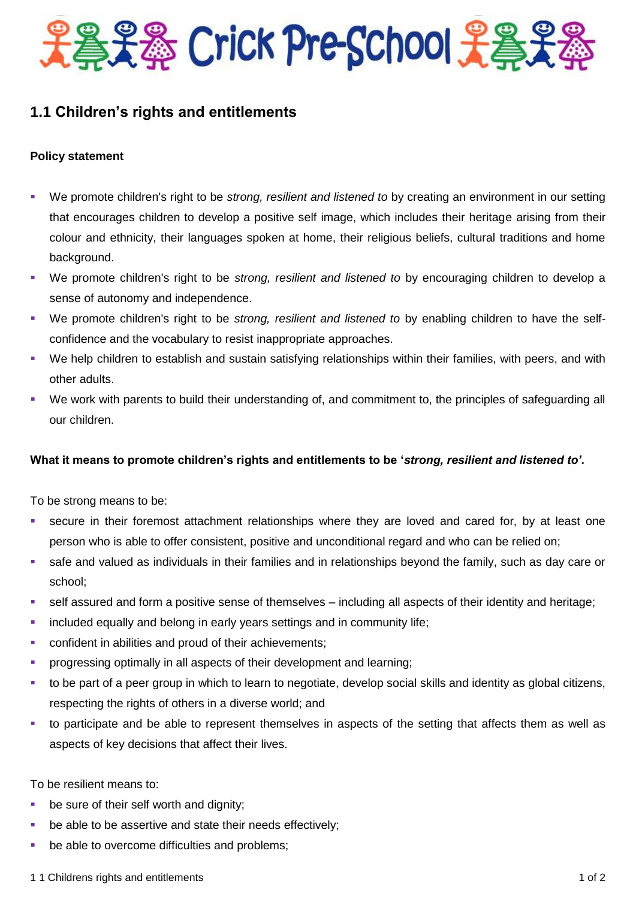# Crick Pre-School

## 1.1 Children's rights and entitlements

### Policy statement

- We promote children's right to be *strong, resilient and listened to* by creating an environment in our setting that encourages children to develop a positive self image, which includes their heritage arising from their colour and ethnicity, their languages spoken at home, their religious beliefs, cultural traditions and home background.
- We promote children's right to be *strong, resilient and listened to* by encouraging children to develop a sense of autonomy and independence.
- We promote children's right to be *strong, resilient and listened to* by enabling children to have the self-confidence and the vocabulary to resist inappropriate approaches.
- We help children to establish and sustain satisfying relationships within their families, with peers, and with other adults.
- We work with parents to build their understanding of, and commitment to, the principles of safeguarding all our children.

### What it means to promote children's rights and entitlements to be '*strong, resilient and listened to'.*

To be strong means to be:

- secure in their foremost attachment relationships where they are loved and cared for, by at least one person who is able to offer consistent, positive and unconditional regard and who can be relied on;
- safe and valued as individuals in their families and in relationships beyond the family, such as day care or school;
- self assured and form a positive sense of themselves – including all aspects of their identity and heritage;
- included equally and belong in early years settings and in community life;
- confident in abilities and proud of their achievements;
- progressing optimally in all aspects of their development and learning;
- to be part of a peer group in which to learn to negotiate, develop social skills and identity as global citizens, respecting the rights of others in a diverse world; and
- to participate and be able to represent themselves in aspects of the setting that affects them as well as aspects of key decisions that affect their lives.

To be resilient means to:

- be sure of their self worth and dignity;
- be able to be assertive and state their needs effectively;
- be able to overcome difficulties and problems;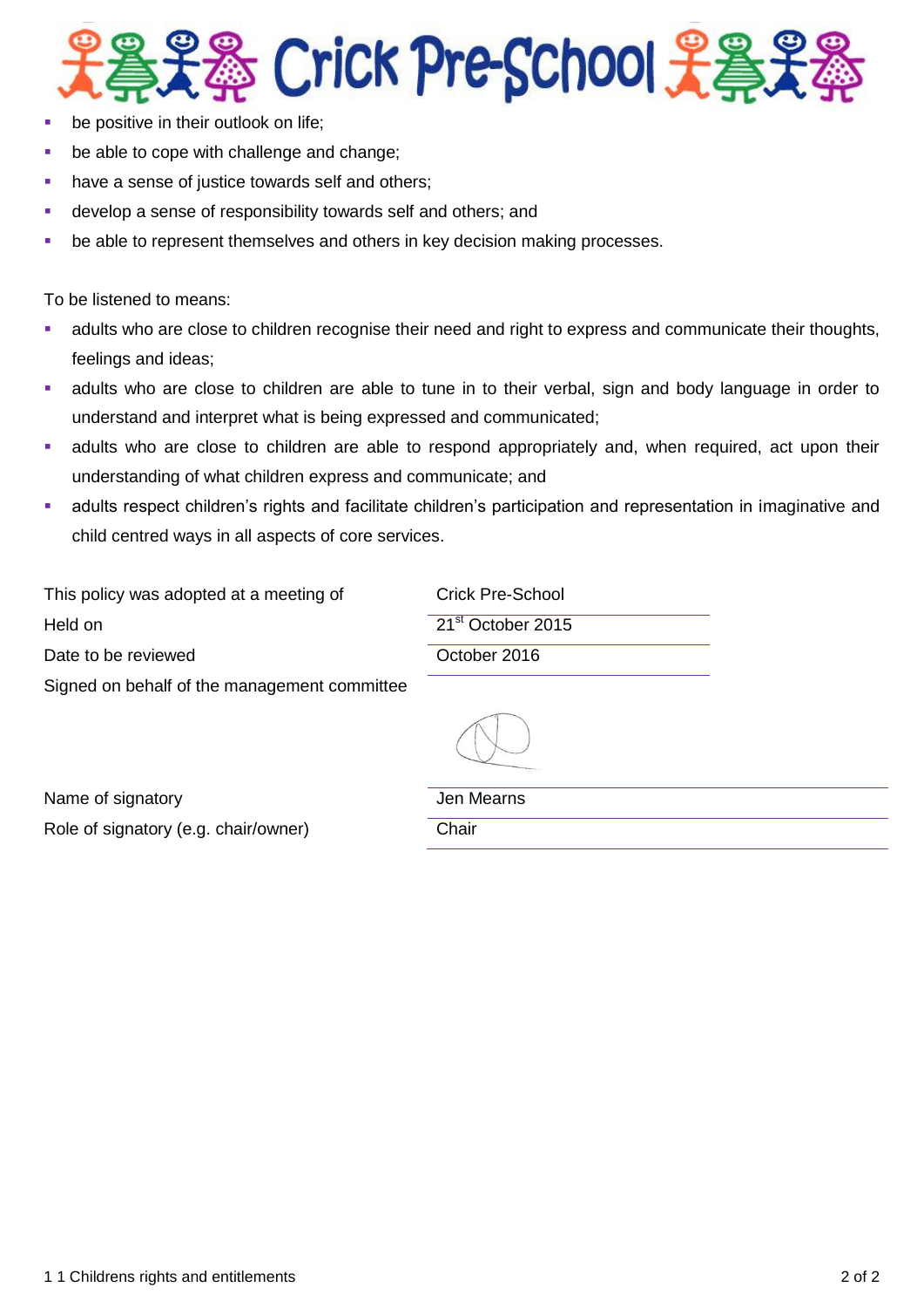- be positive in their outlook on life;
- be able to cope with challenge and change;
- have a sense of justice towards self and others;
- develop a sense of responsibility towards self and others; and
- be able to represent themselves and others in key decision making processes.

To be listened to means:

- adults who are close to children recognise their need and right to express and communicate their thoughts, feelings and ideas;
- adults who are close to children are able to tune in to their verbal, sign and body language in order to understand and interpret what is being expressed and communicated;
- adults who are close to children are able to respond appropriately and, when required, act upon their understanding of what children express and communicate; and
- adults respect children's rights and facilitate children's participation and representation in imaginative and child centred ways in all aspects of core services.

| | |
|---|---|
| This policy was adopted at a meeting of | Crick Pre-School |
| Held on | 21st October 2015 |
| Date to be reviewed | October 2016 |
| Signed on behalf of the management committee | |
| Name of signatory | Jen Mearns |
| Role of signatory (e.g. chair/owner) | Chair |